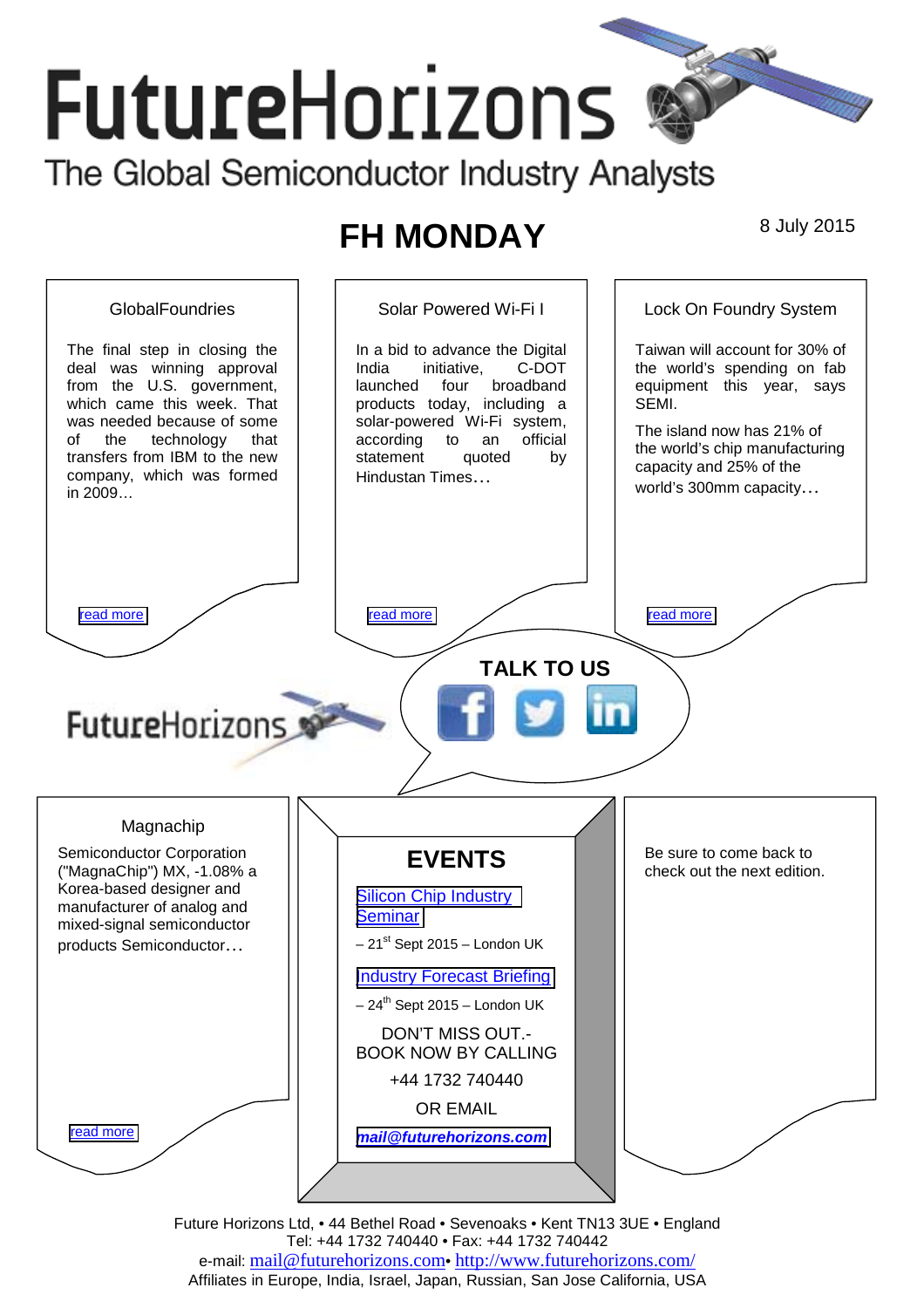# FutureHorizons

The Global Semiconductor Industry Analysts

## FH MONDAY

8 July 2015

### GlobalFoundries

The final step in closing the deal was winning approval from the U.S. government, which came this week. That was needed because of some of the technology that transfers from IBM to the new company, which was formed in 2009…

read more

### Solar Powered Wi-Fi I

In a bid to advance the Digital India initiative, C-DOT launched four broadband products today, including a solar-powered Wi-Fi system, according to an official statement quoted by Hindustan Times…

read more

### Lock On Foundry System

Taiwan will account for 30% of the world's spending on fab equipment this year, says SEMI.

The island now has 21% of the world's chip manufacturing capacity and 25% of the world's 300mm capacity…

read more

**TALK TO US**

FutureHorizons

### Magnachip

Semiconductor Corporation ("MagnaChip") MX, -1.08% a Korea-based designer and manufacturer of analog and mixed-signal semiconductor products Semiconductor…

read more

## EVENTS

Silicon Chip Industry Seminar

– 21st Sept 2015 – London UK

Industry Forecast Briefing

– 24th Sept 2015 – London UK

DON'T MISS OUT.-
BOOK NOW BY CALLING

+44 1732 740440

OR EMAIL

***mail@futurehorizons.com***

Be sure to come back to check out the next edition.

Future Horizons Ltd, • 44 Bethel Road • Sevenoaks • Kent TN13 3UE • England
Tel: +44 1732 740440 • Fax: +44 1732 740442
e-mail: mail@futurehorizons.com• http://www.futurehorizons.com/
Affiliates in Europe, India, Israel, Japan, Russian, San Jose California, USA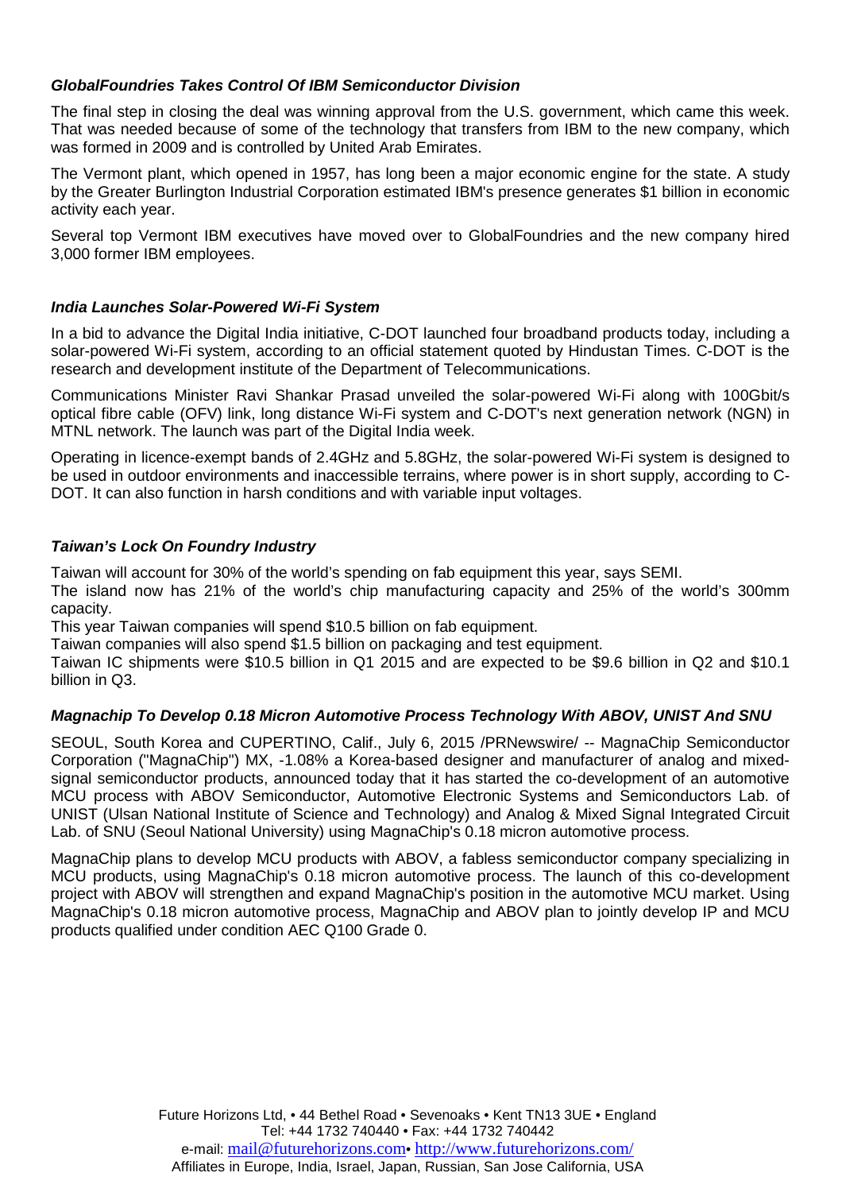### *GlobalFoundries Takes Control Of IBM Semiconductor Division*

The final step in closing the deal was winning approval from the U.S. government, which came this week. That was needed because of some of the technology that transfers from IBM to the new company, which was formed in 2009 and is controlled by United Arab Emirates.

The Vermont plant, which opened in 1957, has long been a major economic engine for the state. A study by the Greater Burlington Industrial Corporation estimated IBM's presence generates $1 billion in economic activity each year.

Several top Vermont IBM executives have moved over to GlobalFoundries and the new company hired 3,000 former IBM employees.

### *India Launches Solar-Powered Wi-Fi System*

In a bid to advance the Digital India initiative, C-DOT launched four broadband products today, including a solar-powered Wi-Fi system, according to an official statement quoted by Hindustan Times. C-DOT is the research and development institute of the Department of Telecommunications.

Communications Minister Ravi Shankar Prasad unveiled the solar-powered Wi-Fi along with 100Gbit/s optical fibre cable (OFV) link, long distance Wi-Fi system and C-DOT's next generation network (NGN) in MTNL network. The launch was part of the Digital India week.

Operating in licence-exempt bands of 2.4GHz and 5.8GHz, the solar-powered Wi-Fi system is designed to be used in outdoor environments and inaccessible terrains, where power is in short supply, according to C-DOT. It can also function in harsh conditions and with variable input voltages.

### *Taiwan's Lock On Foundry Industry*

Taiwan will account for 30% of the world's spending on fab equipment this year, says SEMI.

The island now has 21% of the world's chip manufacturing capacity and 25% of the world's 300mm capacity.

This year Taiwan companies will spend $10.5 billion on fab equipment.

Taiwan companies will also spend $1.5 billion on packaging and test equipment.

Taiwan IC shipments were $10.5 billion in Q1 2015 and are expected to be $9.6 billion in Q2 and $10.1 billion in Q3.

### *Magnachip To Develop 0.18 Micron Automotive Process Technology With ABOV, UNIST And SNU*

SEOUL, South Korea and CUPERTINO, Calif., July 6, 2015 /PRNewswire/ -- MagnaChip Semiconductor Corporation ("MagnaChip") MX, -1.08% a Korea-based designer and manufacturer of analog and mixed-signal semiconductor products, announced today that it has started the co-development of an automotive MCU process with ABOV Semiconductor, Automotive Electronic Systems and Semiconductors Lab. of UNIST (Ulsan National Institute of Science and Technology) and Analog & Mixed Signal Integrated Circuit Lab. of SNU (Seoul National University) using MagnaChip's 0.18 micron automotive process.

MagnaChip plans to develop MCU products with ABOV, a fabless semiconductor company specializing in MCU products, using MagnaChip's 0.18 micron automotive process. The launch of this co-development project with ABOV will strengthen and expand MagnaChip's position in the automotive MCU market. Using MagnaChip's 0.18 micron automotive process, MagnaChip and ABOV plan to jointly develop IP and MCU products qualified under condition AEC Q100 Grade 0.

Future Horizons Ltd, • 44 Bethel Road • Sevenoaks • Kent TN13 3UE • England
Tel: +44 1732 740440 • Fax: +44 1732 740442
e-mail: mail@futurehorizons.com• http://www.futurehorizons.com/
Affiliates in Europe, India, Israel, Japan, Russian, San Jose California, USA